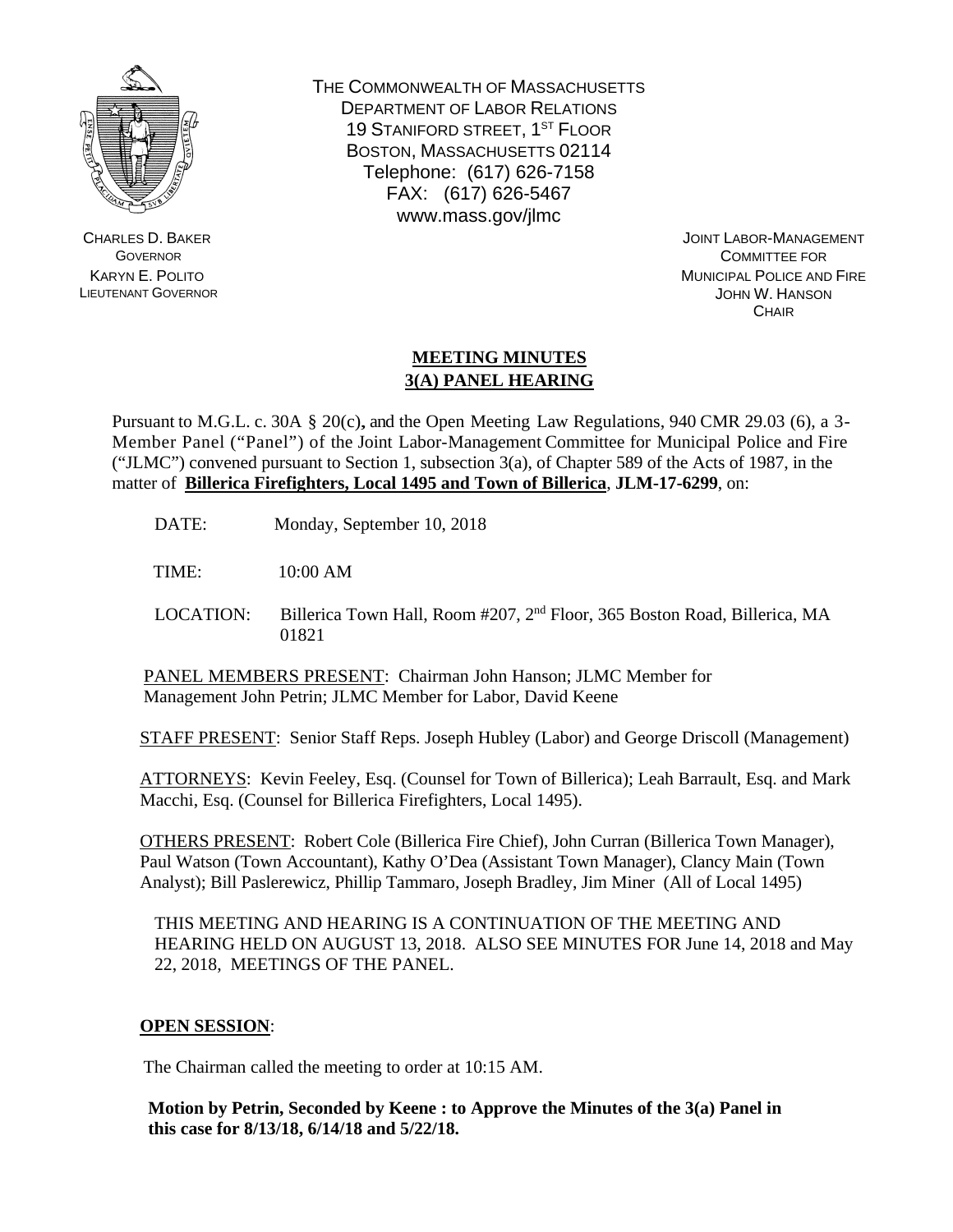THE COMMONWEALTH OF MASSACHUSETTS
DEPARTMENT OF LABOR RELATIONS
19 STANIFORD STREET, 1ST FLOOR
BOSTON, MASSACHUSETTS 02114
Telephone: (617) 626-7158
FAX: (617) 626-5467
www.mass.gov/jlmc

CHARLES D. BAKER
GOVERNOR
KARYN E. POLITO
LIEUTENANT GOVERNOR

JOINT LABOR-MANAGEMENT
COMMITTEE FOR
MUNICIPAL POLICE AND FIRE
JOHN W. HANSON
CHAIR

## MEETING MINUTES
## 3(A) PANEL HEARING

Pursuant to M.G.L. c. 30A § 20(c), and the Open Meeting Law Regulations, 940 CMR 29.03 (6), a 3-Member Panel ("Panel") of the Joint Labor-Management Committee for Municipal Police and Fire ("JLMC") convened pursuant to Section 1, subsection 3(a), of Chapter 589 of the Acts of 1987, in the matter of **Billerica Firefighters, Local 1495 and Town of Billerica**, **JLM-17-6299**, on:

DATE: Monday, September 10, 2018

TIME: 10:00 AM

LOCATION: Billerica Town Hall, Room #207, 2nd Floor, 365 Boston Road, Billerica, MA 01821

PANEL MEMBERS PRESENT: Chairman John Hanson; JLMC Member for Management John Petrin; JLMC Member for Labor, David Keene

STAFF PRESENT: Senior Staff Reps. Joseph Hubley (Labor) and George Driscoll (Management)

ATTORNEYS: Kevin Feeley, Esq. (Counsel for Town of Billerica); Leah Barrault, Esq. and Mark Macchi, Esq. (Counsel for Billerica Firefighters, Local 1495).

OTHERS PRESENT: Robert Cole (Billerica Fire Chief), John Curran (Billerica Town Manager), Paul Watson (Town Accountant), Kathy O'Dea (Assistant Town Manager), Clancy Main (Town Analyst); Bill Paslerewicz, Phillip Tammaro, Joseph Bradley, Jim Miner (All of Local 1495)

THIS MEETING AND HEARING IS A CONTINUATION OF THE MEETING AND HEARING HELD ON AUGUST 13, 2018. ALSO SEE MINUTES FOR June 14, 2018 and May 22, 2018, MEETINGS OF THE PANEL.

**OPEN SESSION**:

The Chairman called the meeting to order at 10:15 AM.

**Motion by Petrin, Seconded by Keene : to Approve the Minutes of the 3(a) Panel in this case for 8/13/18, 6/14/18 and 5/22/18.**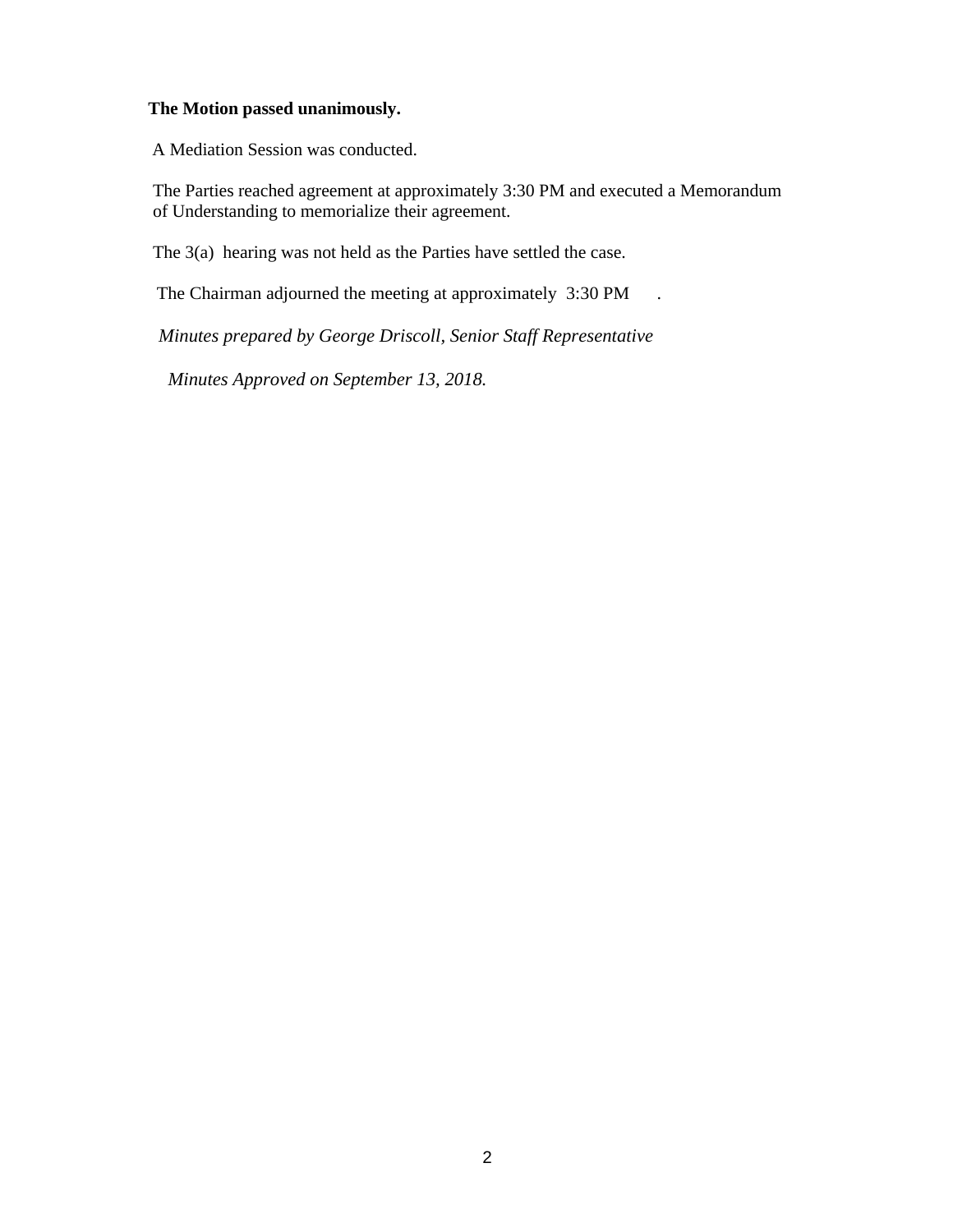**The Motion passed unanimously.**

A Mediation Session was conducted.

The Parties reached agreement at approximately 3:30 PM and executed a Memorandum of Understanding to memorialize their agreement.

The 3(a) hearing was not held as the Parties have settled the case.

The Chairman adjourned the meeting at approximately 3:30 PM .

*Minutes prepared by George Driscoll, Senior Staff Representative*

*Minutes Approved on September 13, 2018.*